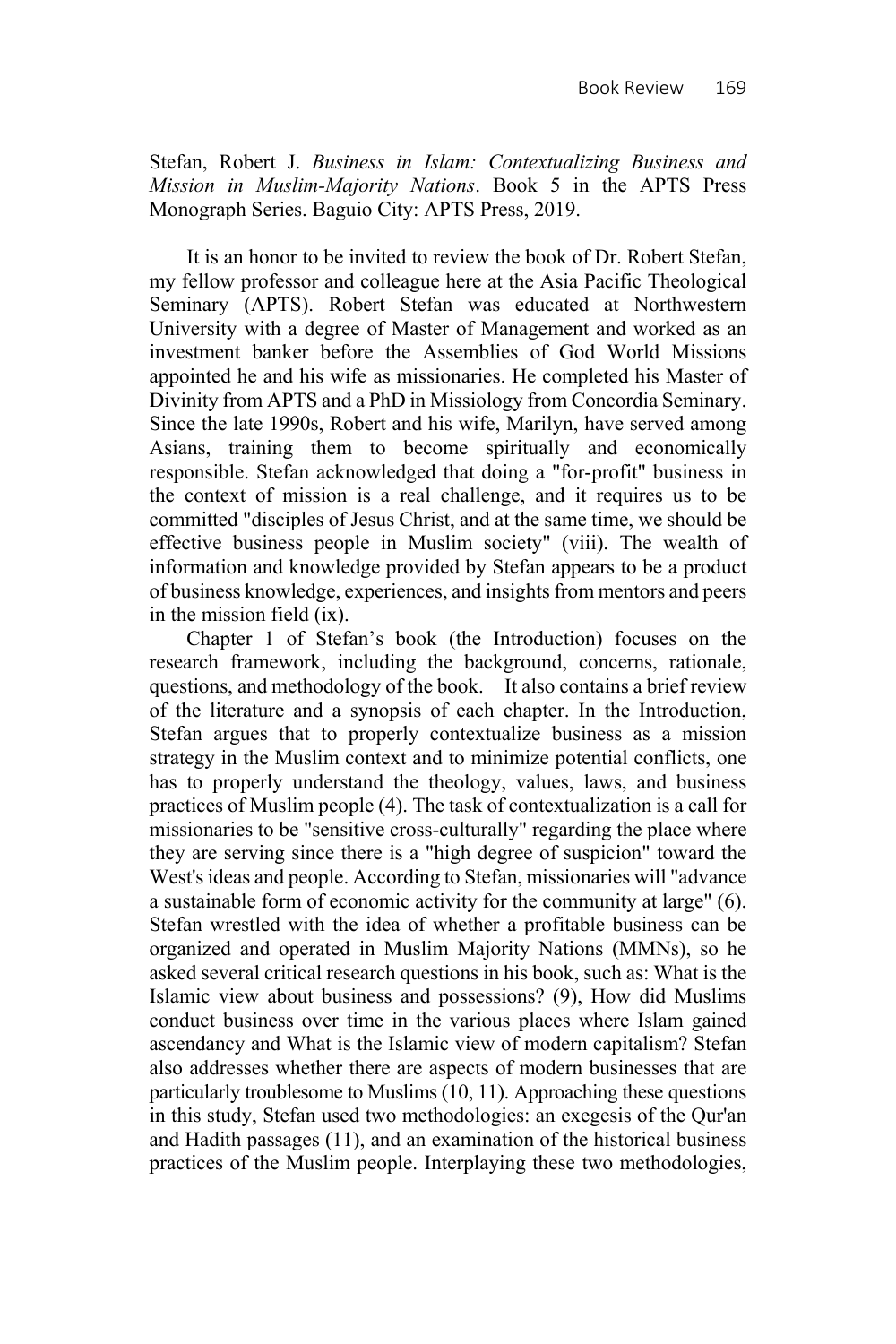Stefan, Robert J. *Business in Islam: Contextualizing Business and Mission in Muslim-Majority Nations*. Book 5 in the APTS Press Monograph Series. Baguio City: APTS Press, 2019.

It is an honor to be invited to review the book of Dr. Robert Stefan, my fellow professor and colleague here at the Asia Pacific Theological Seminary (APTS). Robert Stefan was educated at Northwestern University with a degree of Master of Management and worked as an investment banker before the Assemblies of God World Missions appointed he and his wife as missionaries. He completed his Master of Divinity from APTS and a PhD in Missiology from Concordia Seminary. Since the late 1990s, Robert and his wife, Marilyn, have served among Asians, training them to become spiritually and economically responsible. Stefan acknowledged that doing a "for-profit" business in the context of mission is a real challenge, and it requires us to be committed "disciples of Jesus Christ, and at the same time, we should be effective business people in Muslim society" (viii). The wealth of information and knowledge provided by Stefan appears to be a product of business knowledge, experiences, and insights from mentors and peers in the mission field (ix).

Chapter 1 of Stefan's book (the Introduction) focuses on the research framework, including the background, concerns, rationale, questions, and methodology of the book. It also contains a brief review of the literature and a synopsis of each chapter. In the Introduction, Stefan argues that to properly contextualize business as a mission strategy in the Muslim context and to minimize potential conflicts, one has to properly understand the theology, values, laws, and business practices of Muslim people (4). The task of contextualization is a call for missionaries to be "sensitive cross-culturally" regarding the place where they are serving since there is a "high degree of suspicion" toward the West's ideas and people. According to Stefan, missionaries will "advance a sustainable form of economic activity for the community at large" (6). Stefan wrestled with the idea of whether a profitable business can be organized and operated in Muslim Majority Nations (MMNs), so he asked several critical research questions in his book, such as: What is the Islamic view about business and possessions? (9), How did Muslims conduct business over time in the various places where Islam gained ascendancy and What is the Islamic view of modern capitalism? Stefan also addresses whether there are aspects of modern businesses that are particularly troublesome to Muslims (10, 11). Approaching these questions in this study, Stefan used two methodologies: an exegesis of the Qur'an and Hadith passages (11), and an examination of the historical business practices of the Muslim people. Interplaying these two methodologies,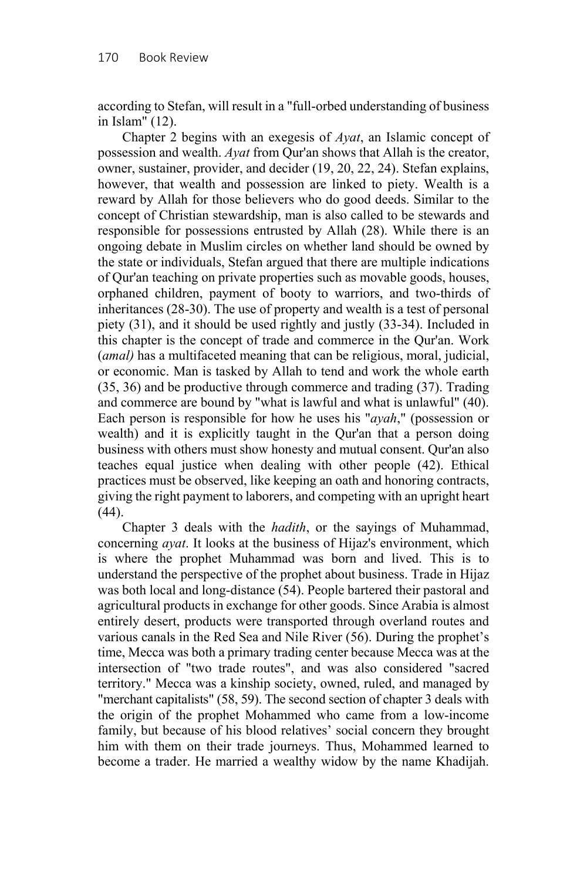according to Stefan, will result in a "full-orbed understanding of business in Islam" (12).

Chapter 2 begins with an exegesis of *Ayat*, an Islamic concept of possession and wealth. *Ayat* from Qur'an shows that Allah is the creator, owner, sustainer, provider, and decider (19, 20, 22, 24). Stefan explains, however, that wealth and possession are linked to piety. Wealth is a reward by Allah for those believers who do good deeds. Similar to the concept of Christian stewardship, man is also called to be stewards and responsible for possessions entrusted by Allah (28). While there is an ongoing debate in Muslim circles on whether land should be owned by the state or individuals, Stefan argued that there are multiple indications of Qur'an teaching on private properties such as movable goods, houses, orphaned children, payment of booty to warriors, and two-thirds of inheritances (28-30). The use of property and wealth is a test of personal piety (31), and it should be used rightly and justly (33-34). Included in this chapter is the concept of trade and commerce in the Qur'an. Work (*amal)* has a multifaceted meaning that can be religious, moral, judicial, or economic. Man is tasked by Allah to tend and work the whole earth (35, 36) and be productive through commerce and trading (37). Trading and commerce are bound by "what is lawful and what is unlawful" (40). Each person is responsible for how he uses his "*ayah*," (possession or wealth) and it is explicitly taught in the Qur'an that a person doing business with others must show honesty and mutual consent. Qur'an also teaches equal justice when dealing with other people (42). Ethical practices must be observed, like keeping an oath and honoring contracts, giving the right payment to laborers, and competing with an upright heart (44).

Chapter 3 deals with the *hadith*, or the sayings of Muhammad, concerning *ayat*. It looks at the business of Hijaz's environment, which is where the prophet Muhammad was born and lived. This is to understand the perspective of the prophet about business. Trade in Hijaz was both local and long-distance (54). People bartered their pastoral and agricultural products in exchange for other goods. Since Arabia is almost entirely desert, products were transported through overland routes and various canals in the Red Sea and Nile River (56). During the prophet's time, Mecca was both a primary trading center because Mecca was at the intersection of "two trade routes", and was also considered "sacred territory." Mecca was a kinship society, owned, ruled, and managed by "merchant capitalists" (58, 59). The second section of chapter 3 deals with the origin of the prophet Mohammed who came from a low-income family, but because of his blood relatives' social concern they brought him with them on their trade journeys. Thus, Mohammed learned to become a trader. He married a wealthy widow by the name Khadijah.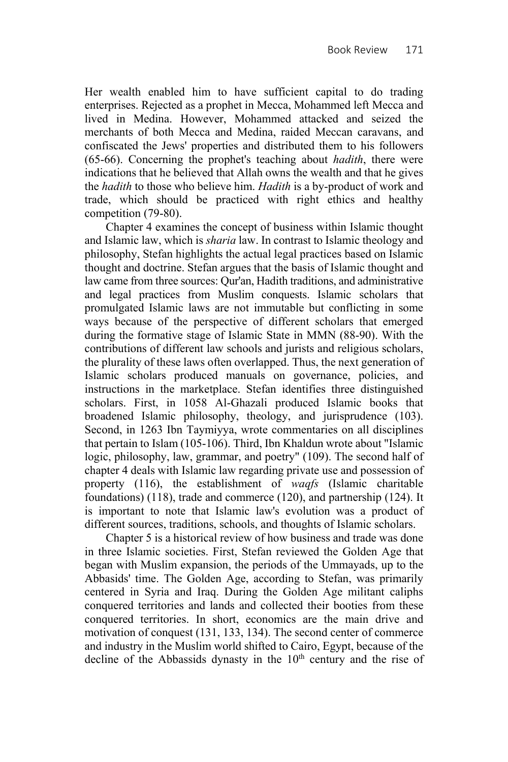Her wealth enabled him to have sufficient capital to do trading enterprises. Rejected as a prophet in Mecca, Mohammed left Mecca and lived in Medina. However, Mohammed attacked and seized the merchants of both Mecca and Medina, raided Meccan caravans, and confiscated the Jews' properties and distributed them to his followers (65-66). Concerning the prophet's teaching about *hadith*, there were indications that he believed that Allah owns the wealth and that he gives the *hadith* to those who believe him. *Hadith* is a by-product of work and trade, which should be practiced with right ethics and healthy competition (79-80).

Chapter 4 examines the concept of business within Islamic thought and Islamic law, which is *sharia* law. In contrast to Islamic theology and philosophy, Stefan highlights the actual legal practices based on Islamic thought and doctrine. Stefan argues that the basis of Islamic thought and law came from three sources: Qur'an, Hadith traditions, and administrative and legal practices from Muslim conquests. Islamic scholars that promulgated Islamic laws are not immutable but conflicting in some ways because of the perspective of different scholars that emerged during the formative stage of Islamic State in MMN (88-90). With the contributions of different law schools and jurists and religious scholars, the plurality of these laws often overlapped. Thus, the next generation of Islamic scholars produced manuals on governance, policies, and instructions in the marketplace. Stefan identifies three distinguished scholars. First, in 1058 Al-Ghazali produced Islamic books that broadened Islamic philosophy, theology, and jurisprudence (103). Second, in 1263 Ibn Taymiyya, wrote commentaries on all disciplines that pertain to Islam (105-106). Third, Ibn Khaldun wrote about "Islamic logic, philosophy, law, grammar, and poetry" (109). The second half of chapter 4 deals with Islamic law regarding private use and possession of property (116), the establishment of *waqfs* (Islamic charitable foundations) (118), trade and commerce (120), and partnership (124). It is important to note that Islamic law's evolution was a product of different sources, traditions, schools, and thoughts of Islamic scholars.

Chapter 5 is a historical review of how business and trade was done in three Islamic societies. First, Stefan reviewed the Golden Age that began with Muslim expansion, the periods of the Ummayads, up to the Abbasids' time. The Golden Age, according to Stefan, was primarily centered in Syria and Iraq. During the Golden Age militant caliphs conquered territories and lands and collected their booties from these conquered territories. In short, economics are the main drive and motivation of conquest (131, 133, 134). The second center of commerce and industry in the Muslim world shifted to Cairo, Egypt, because of the decline of the Abbassids dynasty in the 10th century and the rise of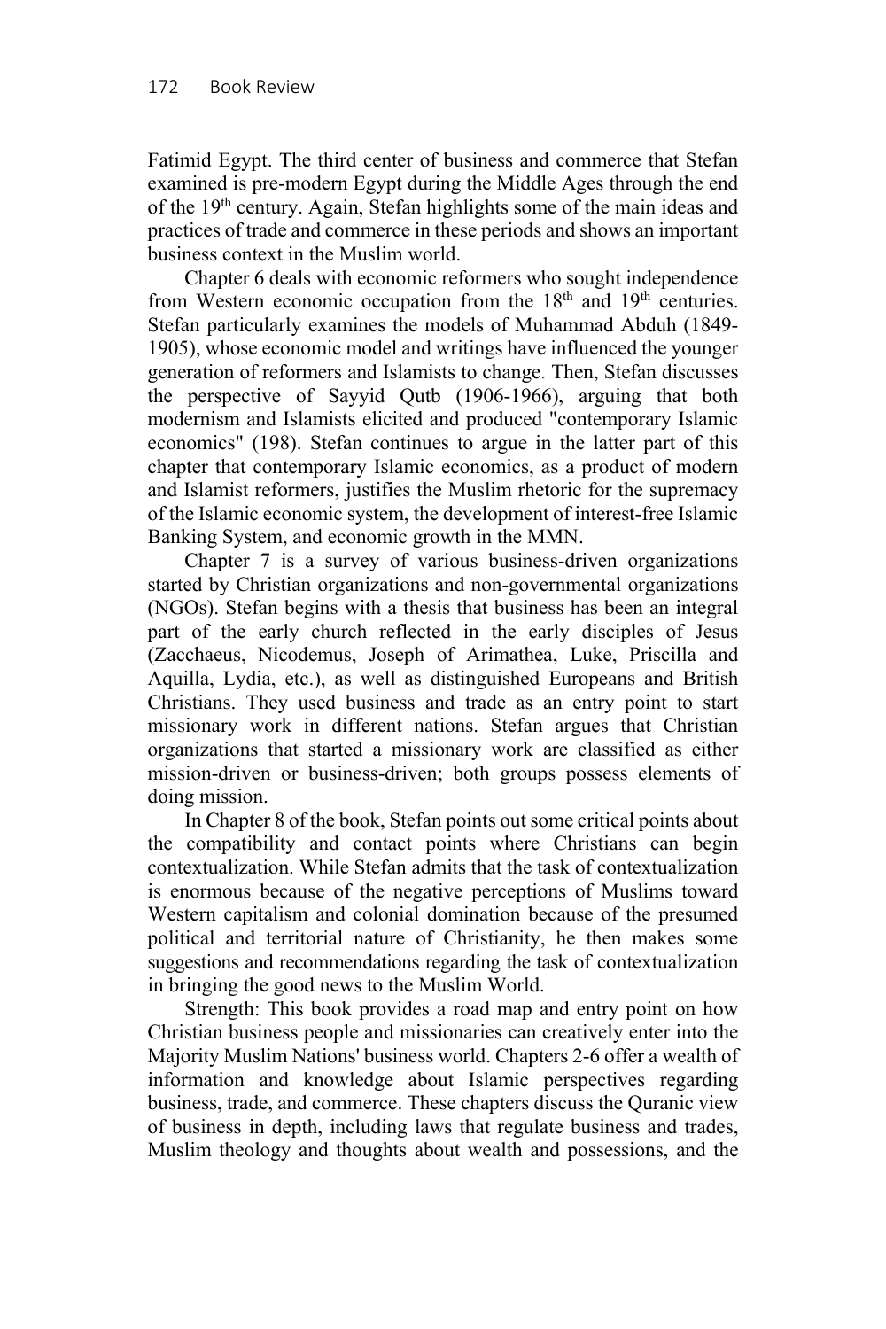Fatimid Egypt. The third center of business and commerce that Stefan examined is pre-modern Egypt during the Middle Ages through the end of the 19th century. Again, Stefan highlights some of the main ideas and practices of trade and commerce in these periods and shows an important business context in the Muslim world.

Chapter 6 deals with economic reformers who sought independence from Western economic occupation from the 18th and 19th centuries. Stefan particularly examines the models of Muhammad Abduh (1849-1905), whose economic model and writings have influenced the younger generation of reformers and Islamists to change. Then, Stefan discusses the perspective of Sayyid Qutb (1906-1966), arguing that both modernism and Islamists elicited and produced "contemporary Islamic economics" (198). Stefan continues to argue in the latter part of this chapter that contemporary Islamic economics, as a product of modern and Islamist reformers, justifies the Muslim rhetoric for the supremacy of the Islamic economic system, the development of interest-free Islamic Banking System, and economic growth in the MMN.

Chapter 7 is a survey of various business-driven organizations started by Christian organizations and non-governmental organizations (NGOs). Stefan begins with a thesis that business has been an integral part of the early church reflected in the early disciples of Jesus (Zacchaeus, Nicodemus, Joseph of Arimathea, Luke, Priscilla and Aquilla, Lydia, etc.), as well as distinguished Europeans and British Christians. They used business and trade as an entry point to start missionary work in different nations. Stefan argues that Christian organizations that started a missionary work are classified as either mission-driven or business-driven; both groups possess elements of doing mission.

In Chapter 8 of the book, Stefan points out some critical points about the compatibility and contact points where Christians can begin contextualization. While Stefan admits that the task of contextualization is enormous because of the negative perceptions of Muslims toward Western capitalism and colonial domination because of the presumed political and territorial nature of Christianity, he then makes some suggestions and recommendations regarding the task of contextualization in bringing the good news to the Muslim World.

Strength: This book provides a road map and entry point on how Christian business people and missionaries can creatively enter into the Majority Muslim Nations' business world. Chapters 2-6 offer a wealth of information and knowledge about Islamic perspectives regarding business, trade, and commerce. These chapters discuss the Quranic view of business in depth, including laws that regulate business and trades, Muslim theology and thoughts about wealth and possessions, and the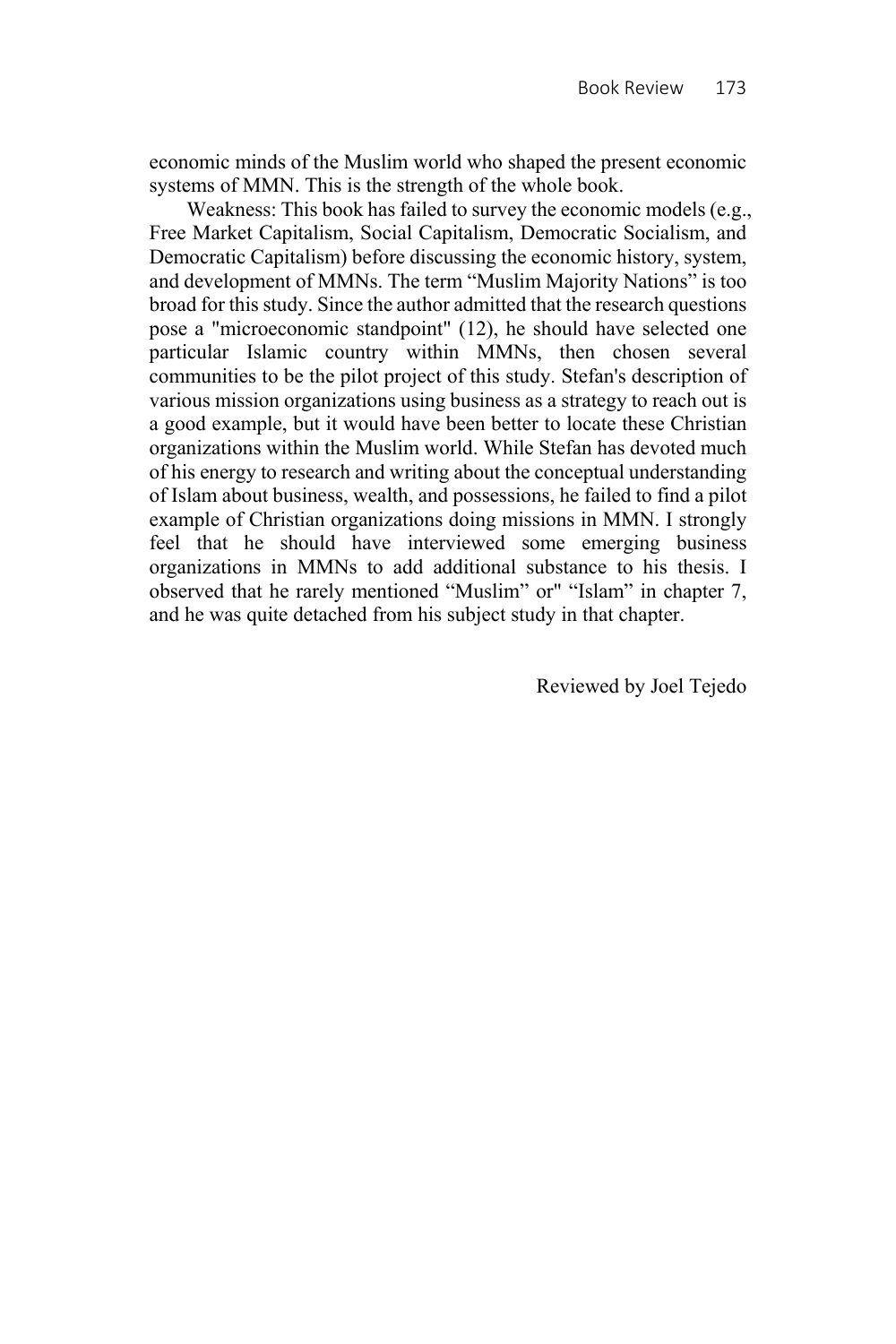economic minds of the Muslim world who shaped the present economic systems of MMN. This is the strength of the whole book.

Weakness: This book has failed to survey the economic models (e.g., Free Market Capitalism, Social Capitalism, Democratic Socialism, and Democratic Capitalism) before discussing the economic history, system, and development of MMNs. The term "Muslim Majority Nations" is too broad for this study. Since the author admitted that the research questions pose a "microeconomic standpoint" (12), he should have selected one particular Islamic country within MMNs, then chosen several communities to be the pilot project of this study. Stefan's description of various mission organizations using business as a strategy to reach out is a good example, but it would have been better to locate these Christian organizations within the Muslim world. While Stefan has devoted much of his energy to research and writing about the conceptual understanding of Islam about business, wealth, and possessions, he failed to find a pilot example of Christian organizations doing missions in MMN. I strongly feel that he should have interviewed some emerging business organizations in MMNs to add additional substance to his thesis. I observed that he rarely mentioned "Muslim" or" "Islam" in chapter 7, and he was quite detached from his subject study in that chapter.

Reviewed by Joel Tejedo